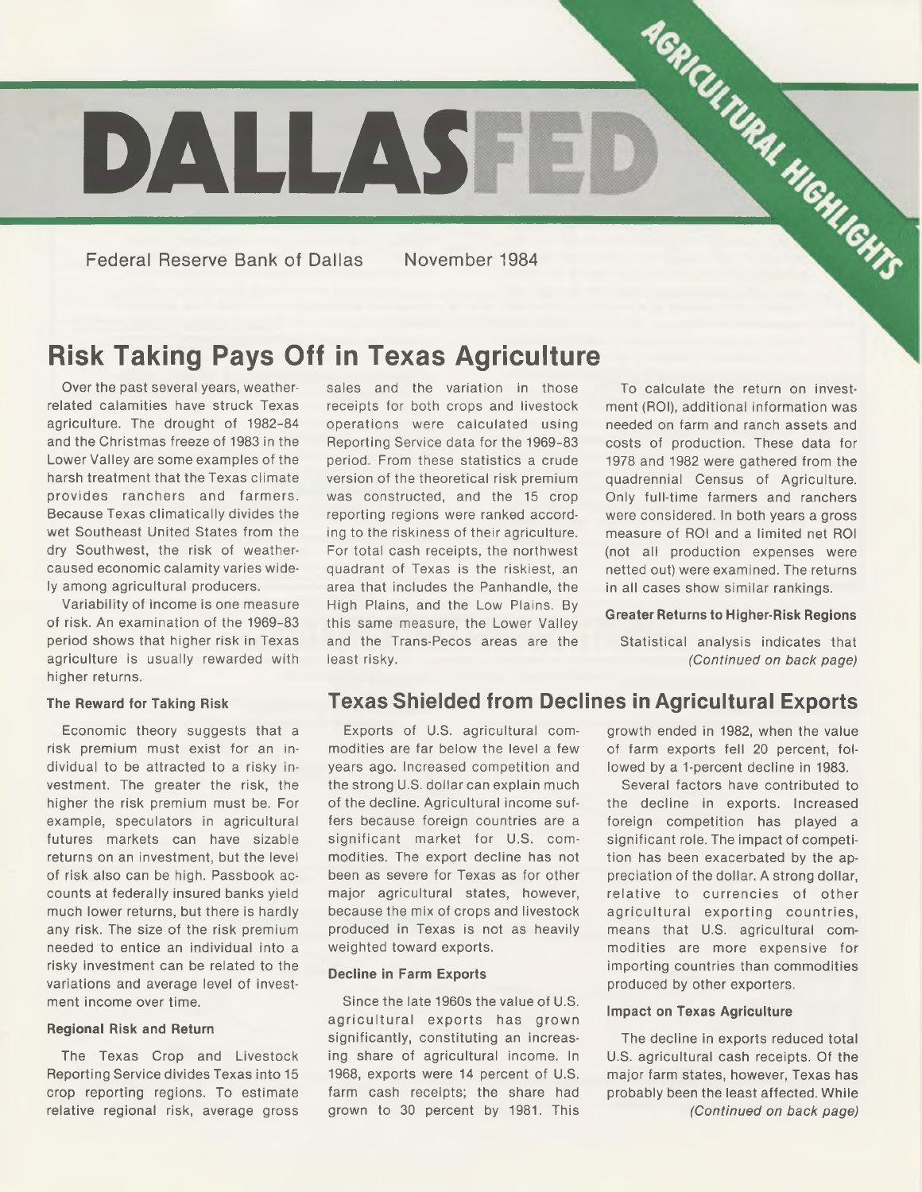# DALLASFED

AGRICULTURAL HIGHLIGHTS

Federal Reserve Bank of Dallas November 1984

## Risk Taking Pays Off in Texas Agriculture

Over the past several years, weather-related calamities have struck Texas agriculture. The drought of 1982-84 and the Christmas freeze of 1983 in the Lower Valley are some examples of the harsh treatment that the Texas climate provides ranchers and farmers. Because Texas climatically divides the wet Southeast United States from the dry Southwest, the risk of weather-caused economic calamity varies widely among agricultural producers.

Variability of income is one measure of risk. An examination of the 1969-83 period shows that higher risk in Texas agriculture is usually rewarded with higher returns.

### The Reward for Taking Risk

Economic theory suggests that a risk premium must exist for an individual to be attracted to a risky investment. The greater the risk, the higher the risk premium must be. For example, speculators in agricultural futures markets can have sizable returns on an investment, but the level of risk also can be high. Passbook accounts at federally insured banks yield much lower returns, but there is hardly any risk. The size of the risk premium needed to entice an individual into a risky investment can be related to the variations and average level of investment income over time.

### Regional Risk and Return

The Texas Crop and Livestock Reporting Service divides Texas into 15 crop reporting regions. To estimate relative regional risk, average gross sales and the variation in those receipts for both crops and livestock operations were calculated using Reporting Service data for the 1969-83 period. From these statistics a crude version of the theoretical risk premium was constructed, and the 15 crop reporting regions were ranked according to the riskiness of their agriculture. For total cash receipts, the northwest quadrant of Texas is the riskiest, an area that includes the Panhandle, the High Plains, and the Low Plains. By this same measure, the Lower Valley and the Trans-Pecos areas are the least risky.

To calculate the return on investment (ROI), additional information was needed on farm and ranch assets and costs of production. These data for 1978 and 1982 were gathered from the quadrennial Census of Agriculture. Only full-time farmers and ranchers were considered. In both years a gross measure of ROI and a limited net ROI (not all production expenses were netted out) were examined. The returns in all cases show similar rankings.

### Greater Returns to Higher-Risk Regions

Statistical analysis indicates that *(Continued on back page)*

## Texas Shielded from Declines in Agricultural Exports

Exports of U.S. agricultural commodities are far below the level a few years ago. Increased competition and the strong U.S. dollar can explain much of the decline. Agricultural income suffers because foreign countries are a significant market for U.S. commodities. The export decline has not been as severe for Texas as for other major agricultural states, however, because the mix of crops and livestock produced in Texas is not as heavily weighted toward exports.

### Decline in Farm Exports

Since the late 1960s the value of U.S. agricultural exports has grown significantly, constituting an increasing share of agricultural income. In 1968, exports were 14 percent of U.S. farm cash receipts; the share had grown to 30 percent by 1981. This growth ended in 1982, when the value of farm exports fell 20 percent, followed by a 1-percent decline in 1983.

Several factors have contributed to the decline in exports. Increased foreign competition has played a significant role. The impact of competition has been exacerbated by the appreciation of the dollar. A strong dollar, relative to currencies of other agricultural exporting countries, means that U.S. agricultural commodities are more expensive for importing countries than commodities produced by other exporters.

### Impact on Texas Agriculture

The decline in exports reduced total U.S. agricultural cash receipts. Of the major farm states, however, Texas has probably been the least affected. While *(Continued on back page)*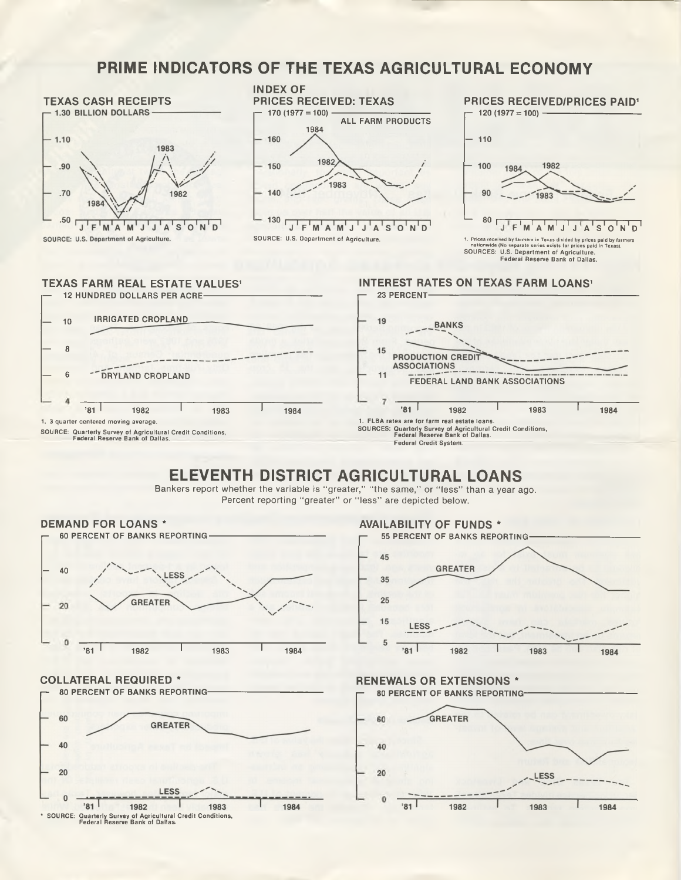# PRIME INDICATORS OF THE TEXAS AGRICULTURAL ECONOMY

## TEXAS CASH RECEIPTS

1.30 BILLION DOLLARS

SOURCE: U.S. Department of Agriculture.

## INDEX OF PRICES RECEIVED: TEXAS

170 (1977 = 100)

ALL FARM PRODUCTS

SOURCE: U.S. Department of Agriculture.

## PRICES RECEIVED/PRICES PAID[1]

120 (1977 = 100)

1. Prices received by farmers in Texas divided by prices paid by farmers nationwide (No separate series exists for prices paid in Texas).

SOURCES: U.S. Department of Agriculture. Federal Reserve Bank of Dallas.

## TEXAS FARM REAL ESTATE VALUES[1]

12 HUNDRED DOLLARS PER ACRE

IRRIGATED CROPLAND

DRYLAND CROPLAND

1. 3 quarter centered moving average.

SOURCE: Quarterly Survey of Agricultural Credit Conditions, Federal Reserve Bank of Dallas.

## INTEREST RATES ON TEXAS FARM LOANS[1]

23 PERCENT

BANKS

PRODUCTION CREDIT ASSOCIATIONS

FEDERAL LAND BANK ASSOCIATIONS

1. FLBA rates are for farm real estate loans.

SOURCES: Quarterly Survey of Agricultural Credit Conditions, Federal Reserve Bank of Dallas. Federal Credit System.

# ELEVENTH DISTRICT AGRICULTURAL LOANS

Bankers report whether the variable is "greater," "the same," or "less" than a year ago. Percent reporting "greater" or "less" are depicted below.

## DEMAND FOR LOANS *

60 PERCENT OF BANKS REPORTING

## AVAILABILITY OF FUNDS *

55 PERCENT OF BANKS REPORTING

## COLLATERAL REQUIRED *

80 PERCENT OF BANKS REPORTING

## RENEWALS OR EXTENSIONS *

80 PERCENT OF BANKS REPORTING

* SOURCE: Quarterly Survey of Agricultural Credit Conditions, Federal Reserve Bank of Dallas.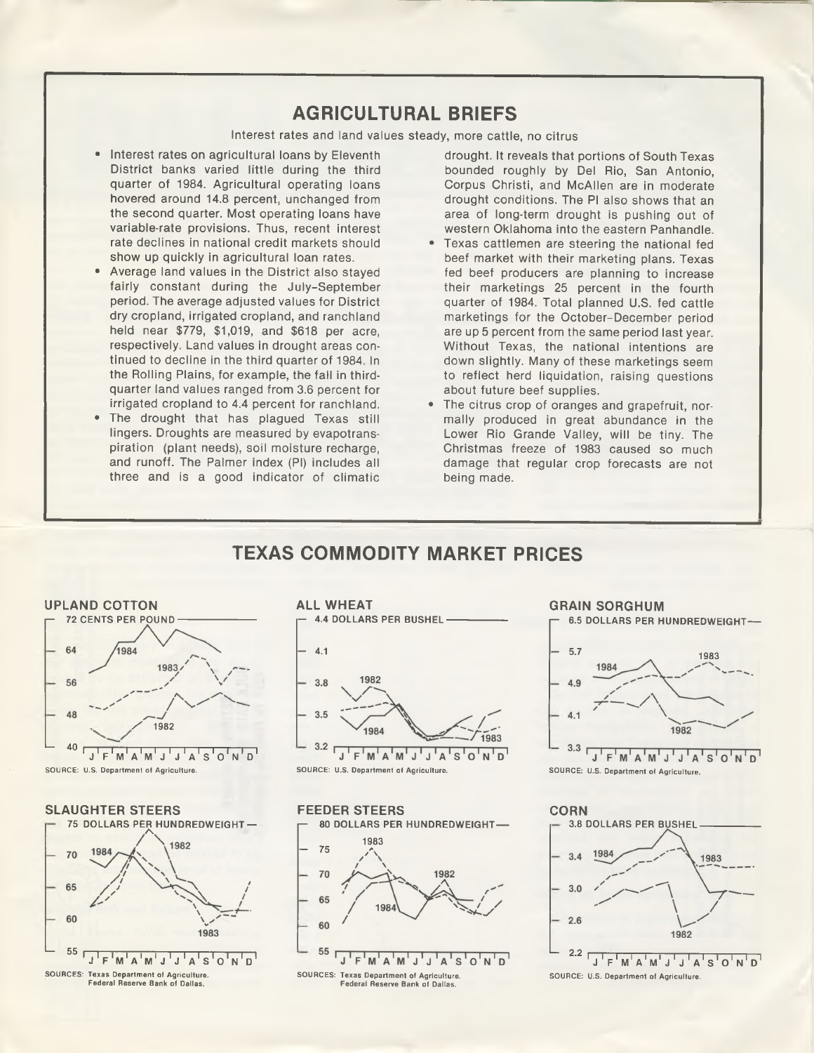# AGRICULTURAL BRIEFS

Interest rates and land values steady, more cattle, no citrus

- Interest rates on agricultural loans by Eleventh District banks varied little during the third quarter of 1984. Agricultural operating loans hovered around 14.8 percent, unchanged from the second quarter. Most operating loans have variable-rate provisions. Thus, recent interest rate declines in national credit markets should show up quickly in agricultural loan rates.
- Average land values in the District also stayed fairly constant during the July–September period. The average adjusted values for District dry cropland, irrigated cropland, and ranchland held near $779, $1,019, and $618 per acre, respectively. Land values in drought areas continued to decline in the third quarter of 1984. In the Rolling Plains, for example, the fall in third-quarter land values ranged from 3.6 percent for irrigated cropland to 4.4 percent for ranchland.
- The drought that has plagued Texas still lingers. Droughts are measured by evapotranspiration (plant needs), soil moisture recharge, and runoff. The Palmer index (PI) includes all three and is a good indicator of climatic drought. It reveals that portions of South Texas bounded roughly by Del Rio, San Antonio, Corpus Christi, and McAllen are in moderate drought conditions. The PI also shows that an area of long-term drought is pushing out of western Oklahoma into the eastern Panhandle.
- Texas cattlemen are steering the national fed beef market with their marketing plans. Texas fed beef producers are planning to increase their marketings 25 percent in the fourth quarter of 1984. Total planned U.S. fed cattle marketings for the October–December period are up 5 percent from the same period last year. Without Texas, the national intentions are down slightly. Many of these marketings seem to reflect herd liquidation, raising questions about future beef supplies.
- The citrus crop of oranges and grapefruit, normally produced in great abundance in the Lower Rio Grande Valley, will be tiny. The Christmas freeze of 1983 caused so much damage that regular crop forecasts are not being made.

# TEXAS COMMODITY MARKET PRICES

**UPLAND COTTON** — 72 CENTS PER POUND

SOURCE: U.S. Department of Agriculture.

**ALL WHEAT** — 4.4 DOLLARS PER BUSHEL

SOURCE: U.S. Department of Agriculture.

**GRAIN SORGHUM** — 6.5 DOLLARS PER HUNDREDWEIGHT

SOURCE: U.S. Department of Agriculture.

**SLAUGHTER STEERS** — 75 DOLLARS PER HUNDREDWEIGHT

SOURCES: Texas Department of Agriculture. Federal Reserve Bank of Dallas.

**FEEDER STEERS** — 80 DOLLARS PER HUNDREDWEIGHT

SOURCES: Texas Department of Agriculture. Federal Reserve Bank of Dallas.

**CORN** — 3.8 DOLLARS PER BUSHEL

SOURCE: U.S. Department of Agriculture.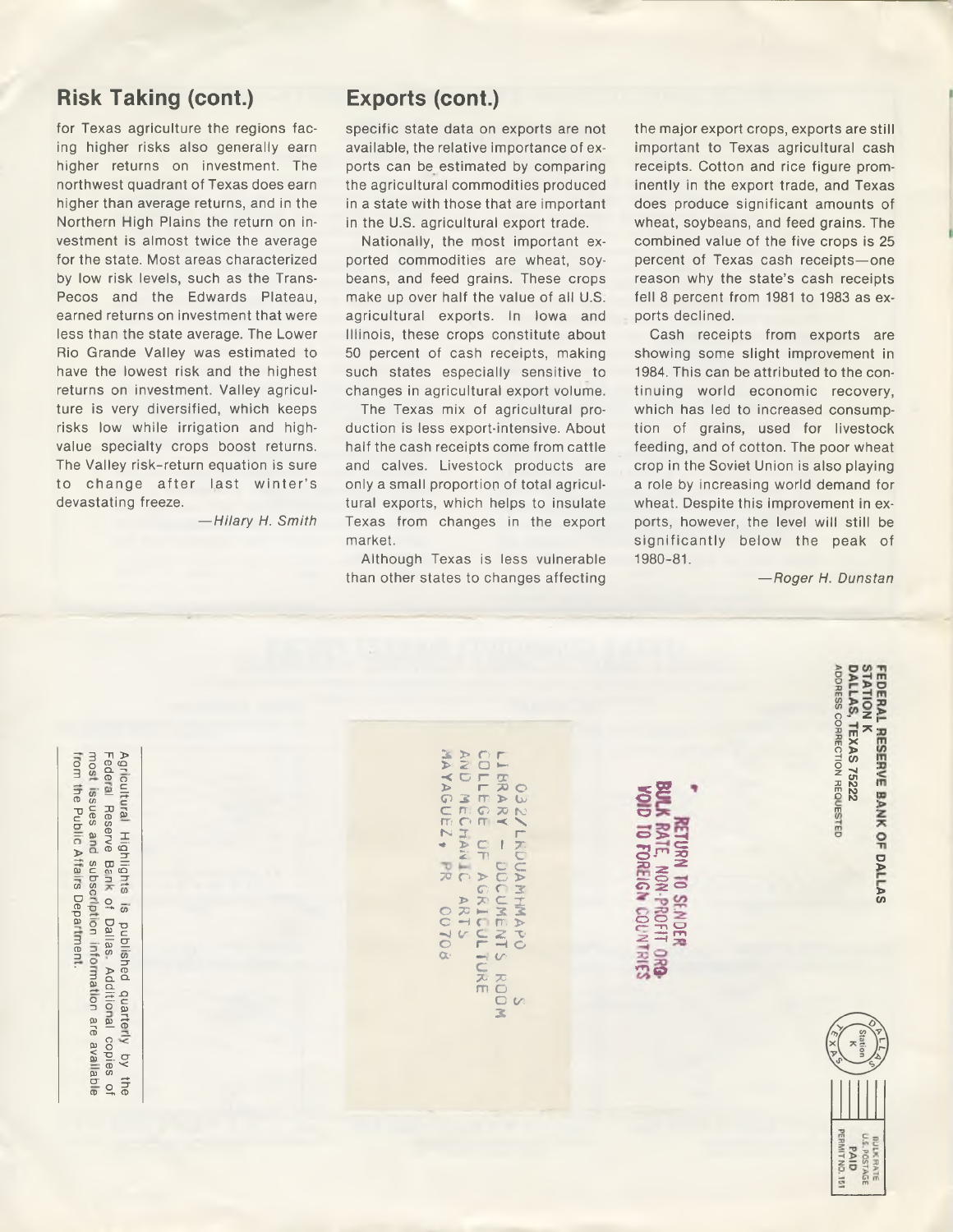## Risk Taking (cont.)

for Texas agriculture the regions facing higher risks also generally earn higher returns on investment. The northwest quadrant of Texas does earn higher than average returns, and in the Northern High Plains the return on investment is almost twice the average for the state. Most areas characterized by low risk levels, such as the Trans-Pecos and the Edwards Plateau, earned returns on investment that were less than the state average. The Lower Rio Grande Valley was estimated to have the lowest risk and the highest returns on investment. Valley agriculture is very diversified, which keeps risks low while irrigation and high-value specialty crops boost returns. The Valley risk-return equation is sure to change after last winter's devastating freeze.

*—Hilary H. Smith*

## Exports (cont.)

specific state data on exports are not available, the relative importance of exports can be estimated by comparing the agricultural commodities produced in a state with those that are important in the U.S. agricultural export trade.

Nationally, the most important exported commodities are wheat, soybeans, and feed grains. These crops make up over half the value of all U.S. agricultural exports. In Iowa and Illinois, these crops constitute about 50 percent of cash receipts, making such states especially sensitive to changes in agricultural export volume.

The Texas mix of agricultural production is less export-intensive. About half the cash receipts come from cattle and calves. Livestock products are only a small proportion of total agricultural exports, which helps to insulate Texas from changes in the export market.

Although Texas is less vulnerable than other states to changes affecting the major export crops, exports are still important to Texas agricultural cash receipts. Cotton and rice figure prominently in the export trade, and Texas does produce significant amounts of wheat, soybeans, and feed grains. The combined value of the five crops is 25 percent of Texas cash receipts—one reason why the state's cash receipts fell 8 percent from 1981 to 1983 as exports declined.

Cash receipts from exports are showing some slight improvement in 1984. This can be attributed to the continuing world economic recovery, which has led to increased consumption of grains, used for livestock feeding, and of cotton. The poor wheat crop in the Soviet Union is also playing a role by increasing world demand for wheat. Despite this improvement in exports, however, the level will still be significantly below the peak of 1980-81.

*—Roger H. Dunstan*

Agricultural Highlights is published quarterly by the Federal Reserve Bank of Dallas. Additional copies of most issues and subscription information are available from the Public Affairs Department.

032/LRDUAMMAPO S
LIBRARY - DOCUMENTS ROOM
COLLEGE OF AGRICULTURE
AND MECHANIC ARTS
MAYAGUEZ, PR 00708

RETURN TO SENDER
BULK RATE, NON-PROFIT ORG.
VOID TO FOREIGN COUNTRIES

FEDERAL RESERVE BANK OF DALLAS
STATION K
DALLAS, TEXAS 75222
ADDRESS CORRECTION REQUESTED

DALLAS TEXAS Station K

BULK RATE
U.S. POSTAGE
PAID
PERMIT NO. 151